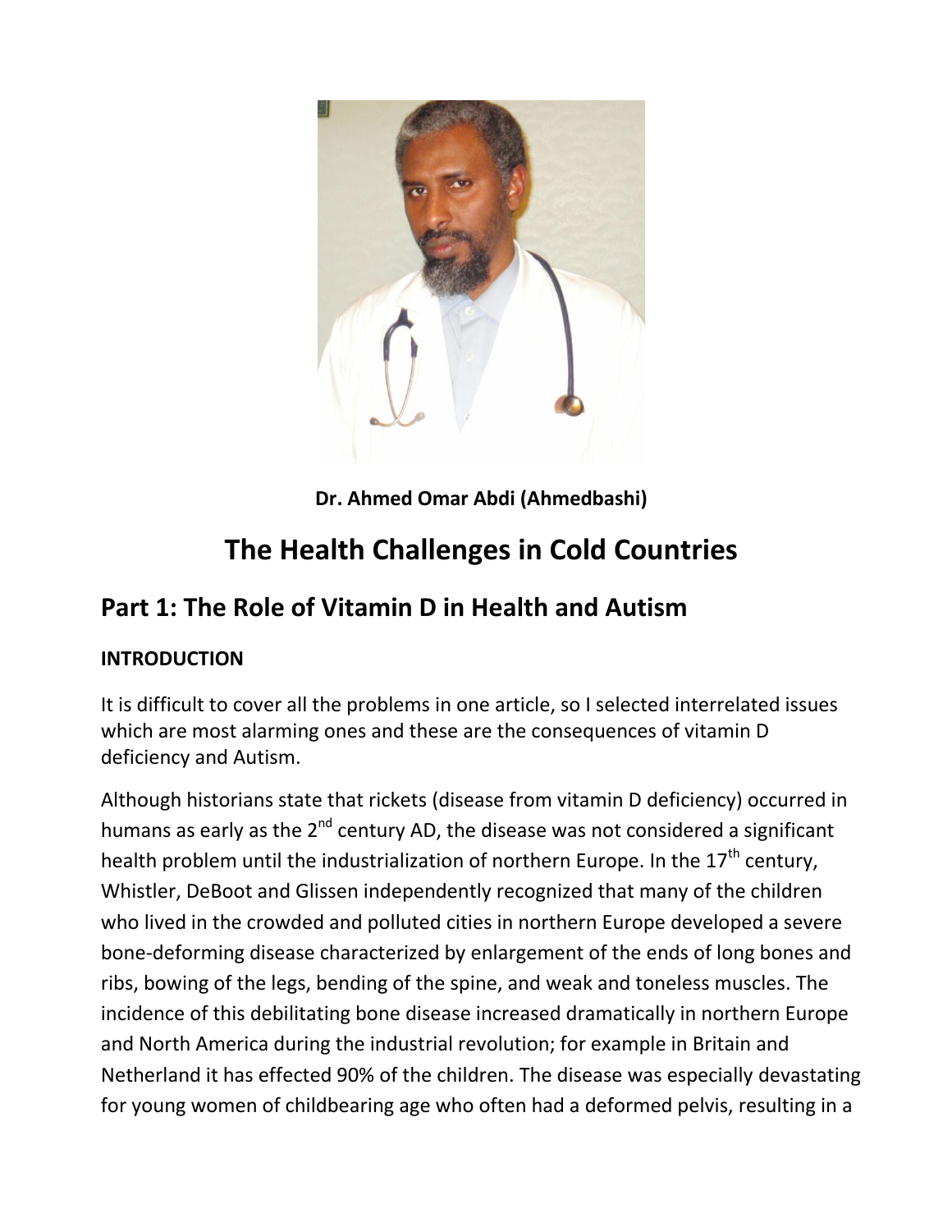**Dr. Ahmed Omar Abdi (Ahmedbashi)**

# The Health Challenges in Cold Countries

## Part 1: The Role of Vitamin D in Health and Autism

### INTRODUCTION

It is difficult to cover all the problems in one article, so I selected interrelated issues which are most alarming ones and these are the consequences of vitamin D deficiency and Autism.

Although historians state that rickets (disease from vitamin D deficiency) occurred in humans as early as the 2nd century AD, the disease was not considered a significant health problem until the industrialization of northern Europe. In the 17th century, Whistler, DeBoot and Glissen independently recognized that many of the children who lived in the crowded and polluted cities in northern Europe developed a severe bone-deforming disease characterized by enlargement of the ends of long bones and ribs, bowing of the legs, bending of the spine, and weak and toneless muscles. The incidence of this debilitating bone disease increased dramatically in northern Europe and North America during the industrial revolution; for example in Britain and Netherland it has effected 90% of the children. The disease was especially devastating for young women of childbearing age who often had a deformed pelvis, resulting in a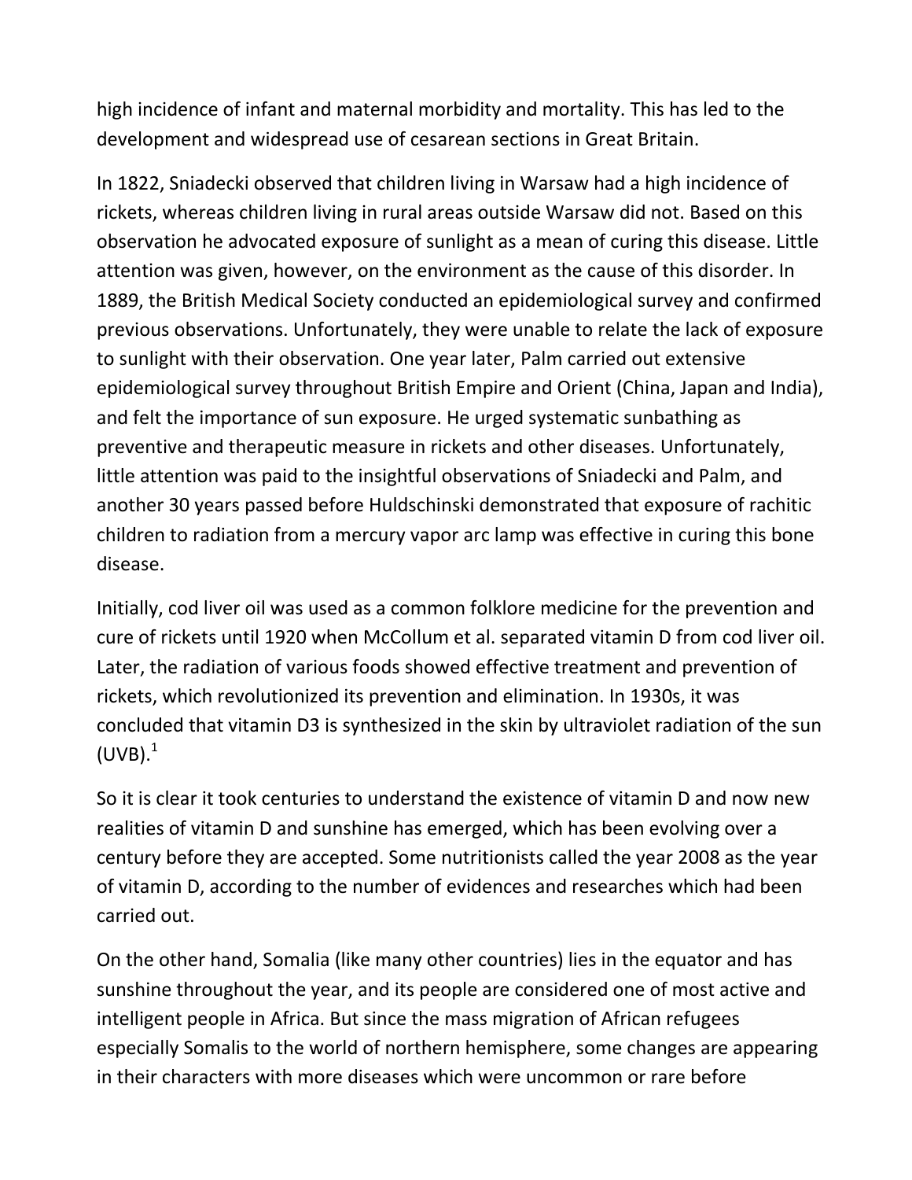high incidence of infant and maternal morbidity and mortality. This has led to the development and widespread use of cesarean sections in Great Britain.

In 1822, Sniadecki observed that children living in Warsaw had a high incidence of rickets, whereas children living in rural areas outside Warsaw did not. Based on this observation he advocated exposure of sunlight as a mean of curing this disease. Little attention was given, however, on the environment as the cause of this disorder. In 1889, the British Medical Society conducted an epidemiological survey and confirmed previous observations. Unfortunately, they were unable to relate the lack of exposure to sunlight with their observation. One year later, Palm carried out extensive epidemiological survey throughout British Empire and Orient (China, Japan and India), and felt the importance of sun exposure. He urged systematic sunbathing as preventive and therapeutic measure in rickets and other diseases. Unfortunately, little attention was paid to the insightful observations of Sniadecki and Palm, and another 30 years passed before Huldschinski demonstrated that exposure of rachitic children to radiation from a mercury vapor arc lamp was effective in curing this bone disease.

Initially, cod liver oil was used as a common folklore medicine for the prevention and cure of rickets until 1920 when McCollum et al. separated vitamin D from cod liver oil. Later, the radiation of various foods showed effective treatment and prevention of rickets, which revolutionized its prevention and elimination. In 1930s, it was concluded that vitamin D3 is synthesized in the skin by ultraviolet radiation of the sun (UVB).[1]

So it is clear it took centuries to understand the existence of vitamin D and now new realities of vitamin D and sunshine has emerged, which has been evolving over a century before they are accepted. Some nutritionists called the year 2008 as the year of vitamin D, according to the number of evidences and researches which had been carried out.

On the other hand, Somalia (like many other countries) lies in the equator and has sunshine throughout the year, and its people are considered one of most active and intelligent people in Africa. But since the mass migration of African refugees especially Somalis to the world of northern hemisphere, some changes are appearing in their characters with more diseases which were uncommon or rare before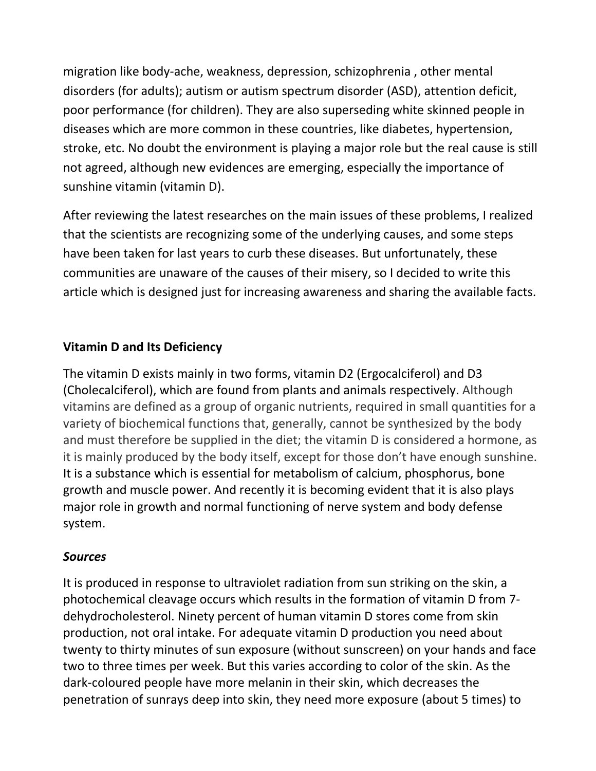migration like body-ache, weakness, depression, schizophrenia , other mental disorders (for adults); autism or autism spectrum disorder (ASD), attention deficit, poor performance (for children). They are also superseding white skinned people in diseases which are more common in these countries, like diabetes, hypertension, stroke, etc. No doubt the environment is playing a major role but the real cause is still not agreed, although new evidences are emerging, especially the importance of sunshine vitamin (vitamin D).

After reviewing the latest researches on the main issues of these problems, I realized that the scientists are recognizing some of the underlying causes, and some steps have been taken for last years to curb these diseases. But unfortunately, these communities are unaware of the causes of their misery, so I decided to write this article which is designed just for increasing awareness and sharing the available facts.

## Vitamin D and Its Deficiency

The vitamin D exists mainly in two forms, vitamin D2 (Ergocalciferol) and D3 (Cholecalciferol), which are found from plants and animals respectively. Although vitamins are defined as a group of organic nutrients, required in small quantities for a variety of biochemical functions that, generally, cannot be synthesized by the body and must therefore be supplied in the diet; the vitamin D is considered a hormone, as it is mainly produced by the body itself, except for those don't have enough sunshine. It is a substance which is essential for metabolism of calcium, phosphorus, bone growth and muscle power. And recently it is becoming evident that it is also plays major role in growth and normal functioning of nerve system and body defense system.

### *Sources*

It is produced in response to ultraviolet radiation from sun striking on the skin, a photochemical cleavage occurs which results in the formation of vitamin D from 7-dehydrocholesterol. Ninety percent of human vitamin D stores come from skin production, not oral intake. For adequate vitamin D production you need about twenty to thirty minutes of sun exposure (without sunscreen) on your hands and face two to three times per week. But this varies according to color of the skin. As the dark-coloured people have more melanin in their skin, which decreases the penetration of sunrays deep into skin, they need more exposure (about 5 times) to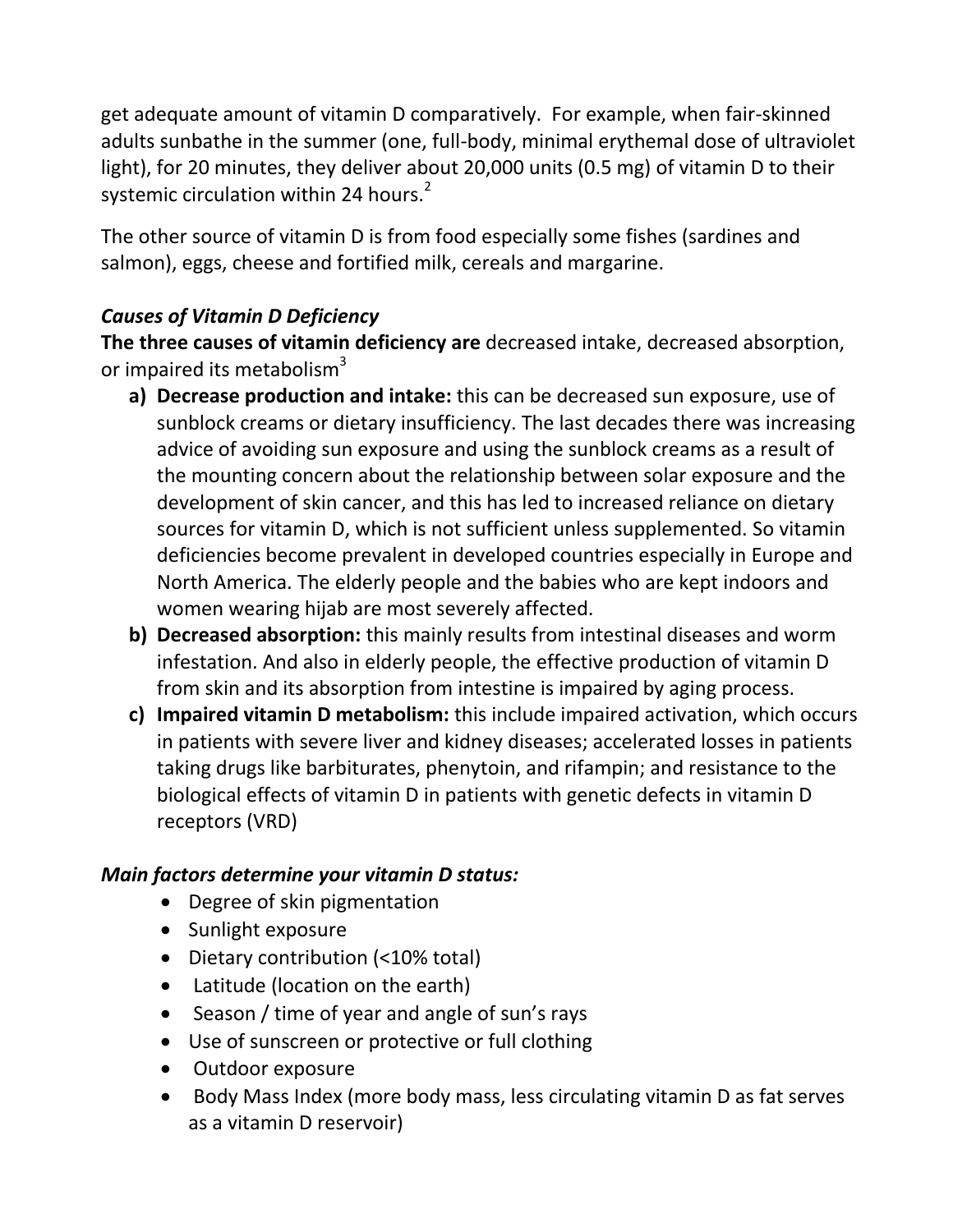get adequate amount of vitamin D comparatively. For example, when fair-skinned adults sunbathe in the summer (one, full-body, minimal erythemal dose of ultraviolet light), for 20 minutes, they deliver about 20,000 units (0.5 mg) of vitamin D to their systemic circulation within 24 hours.[2]

The other source of vitamin D is from food especially some fishes (sardines and salmon), eggs, cheese and fortified milk, cereals and margarine.

***Causes of Vitamin D Deficiency***

**The three causes of vitamin deficiency are** decreased intake, decreased absorption, or impaired its metabolism[3]

a) **Decrease production and intake:** this can be decreased sun exposure, use of sunblock creams or dietary insufficiency. The last decades there was increasing advice of avoiding sun exposure and using the sunblock creams as a result of the mounting concern about the relationship between solar exposure and the development of skin cancer, and this has led to increased reliance on dietary sources for vitamin D, which is not sufficient unless supplemented. So vitamin deficiencies become prevalent in developed countries especially in Europe and North America. The elderly people and the babies who are kept indoors and women wearing hijab are most severely affected.
b) **Decreased absorption:** this mainly results from intestinal diseases and worm infestation. And also in elderly people, the effective production of vitamin D from skin and its absorption from intestine is impaired by aging process.
c) **Impaired vitamin D metabolism:** this include impaired activation, which occurs in patients with severe liver and kidney diseases; accelerated losses in patients taking drugs like barbiturates, phenytoin, and rifampin; and resistance to the biological effects of vitamin D in patients with genetic defects in vitamin D receptors (VRD)

***Main factors determine your vitamin D status:***

- Degree of skin pigmentation
- Sunlight exposure
- Dietary contribution (<10% total)
- Latitude (location on the earth)
- Season / time of year and angle of sun's rays
- Use of sunscreen or protective or full clothing
- Outdoor exposure
- Body Mass Index (more body mass, less circulating vitamin D as fat serves as a vitamin D reservoir)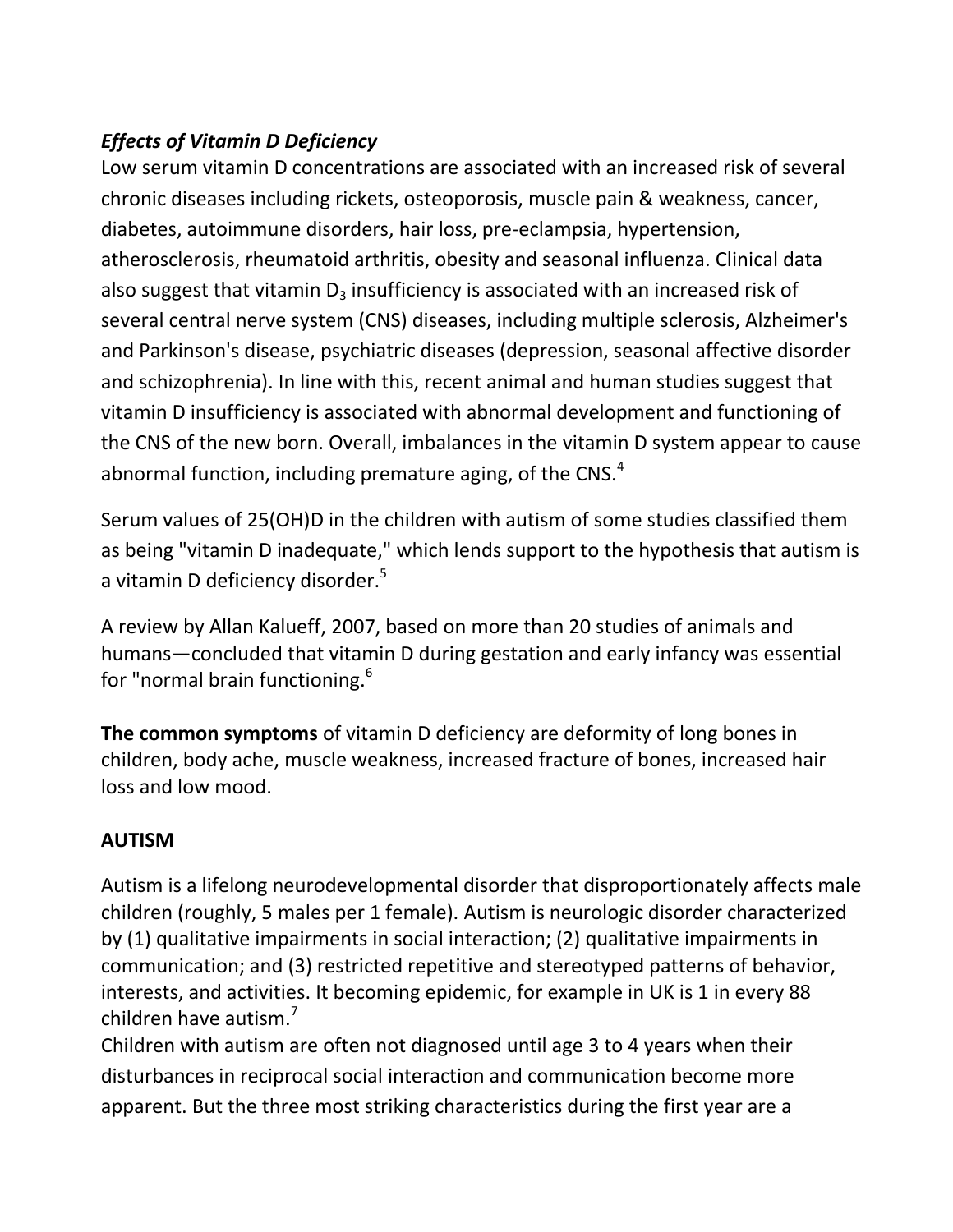***Effects of Vitamin D Deficiency***

Low serum vitamin D concentrations are associated with an increased risk of several chronic diseases including rickets, osteoporosis, muscle pain & weakness, cancer, diabetes, autoimmune disorders, hair loss, pre-eclampsia, hypertension, atherosclerosis, rheumatoid arthritis, obesity and seasonal influenza. Clinical data also suggest that vitamin $D_3$ insufficiency is associated with an increased risk of several central nerve system (CNS) diseases, including multiple sclerosis, Alzheimer's and Parkinson's disease, psychiatric diseases (depression, seasonal affective disorder and schizophrenia). In line with this, recent animal and human studies suggest that vitamin D insufficiency is associated with abnormal development and functioning of the CNS of the new born. Overall, imbalances in the vitamin D system appear to cause abnormal function, including premature aging, of the CNS.[4]

Serum values of 25(OH)D in the children with autism of some studies classified them as being "vitamin D inadequate," which lends support to the hypothesis that autism is a vitamin D deficiency disorder.[5]

A review by Allan Kalueff, 2007, based on more than 20 studies of animals and humans—concluded that vitamin D during gestation and early infancy was essential for "normal brain functioning.[6]

**The common symptoms** of vitamin D deficiency are deformity of long bones in children, body ache, muscle weakness, increased fracture of bones, increased hair loss and low mood.

## AUTISM

Autism is a lifelong neurodevelopmental disorder that disproportionately affects male children (roughly, 5 males per 1 female). Autism is neurologic disorder characterized by (1) qualitative impairments in social interaction; (2) qualitative impairments in communication; and (3) restricted repetitive and stereotyped patterns of behavior, interests, and activities. It becoming epidemic, for example in UK is 1 in every 88 children have autism.[7]

Children with autism are often not diagnosed until age 3 to 4 years when their disturbances in reciprocal social interaction and communication become more apparent. But the three most striking characteristics during the first year are a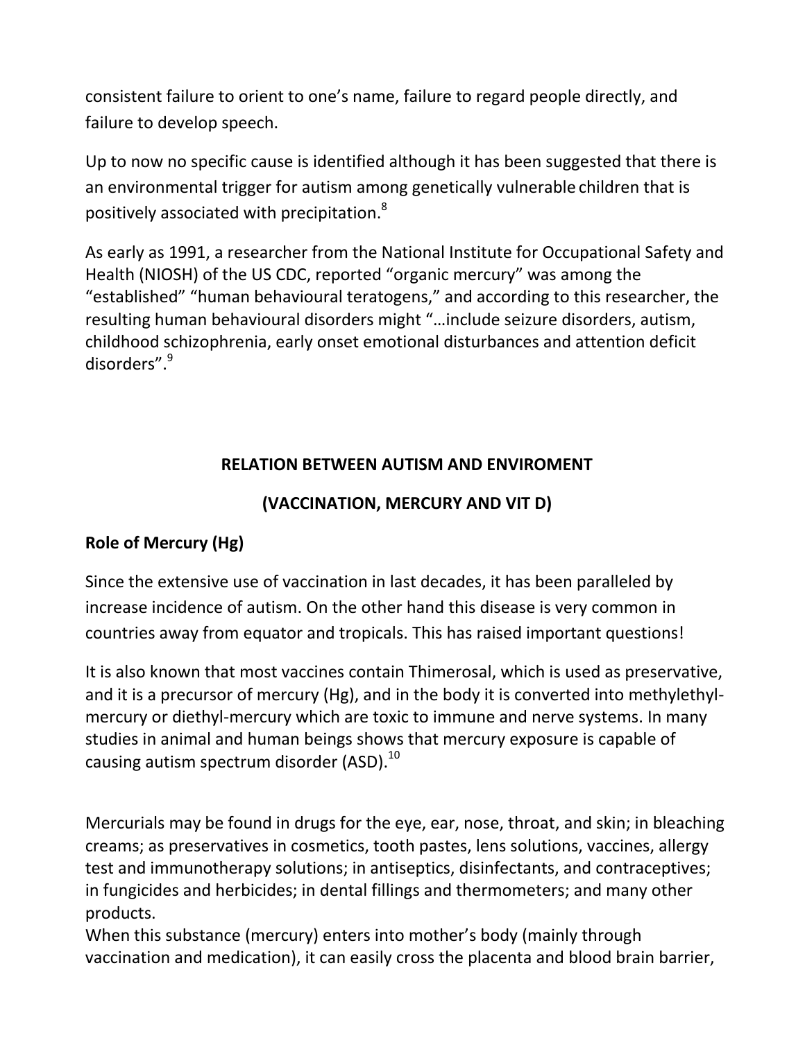consistent failure to orient to one's name, failure to regard people directly, and failure to develop speech.

Up to now no specific cause is identified although it has been suggested that there is an environmental trigger for autism among genetically vulnerable children that is positively associated with precipitation.[8]

As early as 1991, a researcher from the National Institute for Occupational Safety and Health (NIOSH) of the US CDC, reported "organic mercury" was among the "established" "human behavioural teratogens," and according to this researcher, the resulting human behavioural disorders might "…include seizure disorders, autism, childhood schizophrenia, early onset emotional disturbances and attention deficit disorders".[9]

## RELATION BETWEEN AUTISM AND ENVIROMENT

## (VACCINATION, MERCURY AND VIT D)

### Role of Mercury (Hg)

Since the extensive use of vaccination in last decades, it has been paralleled by increase incidence of autism. On the other hand this disease is very common in countries away from equator and tropicals. This has raised important questions!

It is also known that most vaccines contain Thimerosal, which is used as preservative, and it is a precursor of mercury (Hg), and in the body it is converted into methylethyl-mercury or diethyl-mercury which are toxic to immune and nerve systems. In many studies in animal and human beings shows that mercury exposure is capable of causing autism spectrum disorder (ASD).[10]

Mercurials may be found in drugs for the eye, ear, nose, throat, and skin; in bleaching creams; as preservatives in cosmetics, tooth pastes, lens solutions, vaccines, allergy test and immunotherapy solutions; in antiseptics, disinfectants, and contraceptives; in fungicides and herbicides; in dental fillings and thermometers; and many other products.
When this substance (mercury) enters into mother's body (mainly through vaccination and medication), it can easily cross the placenta and blood brain barrier,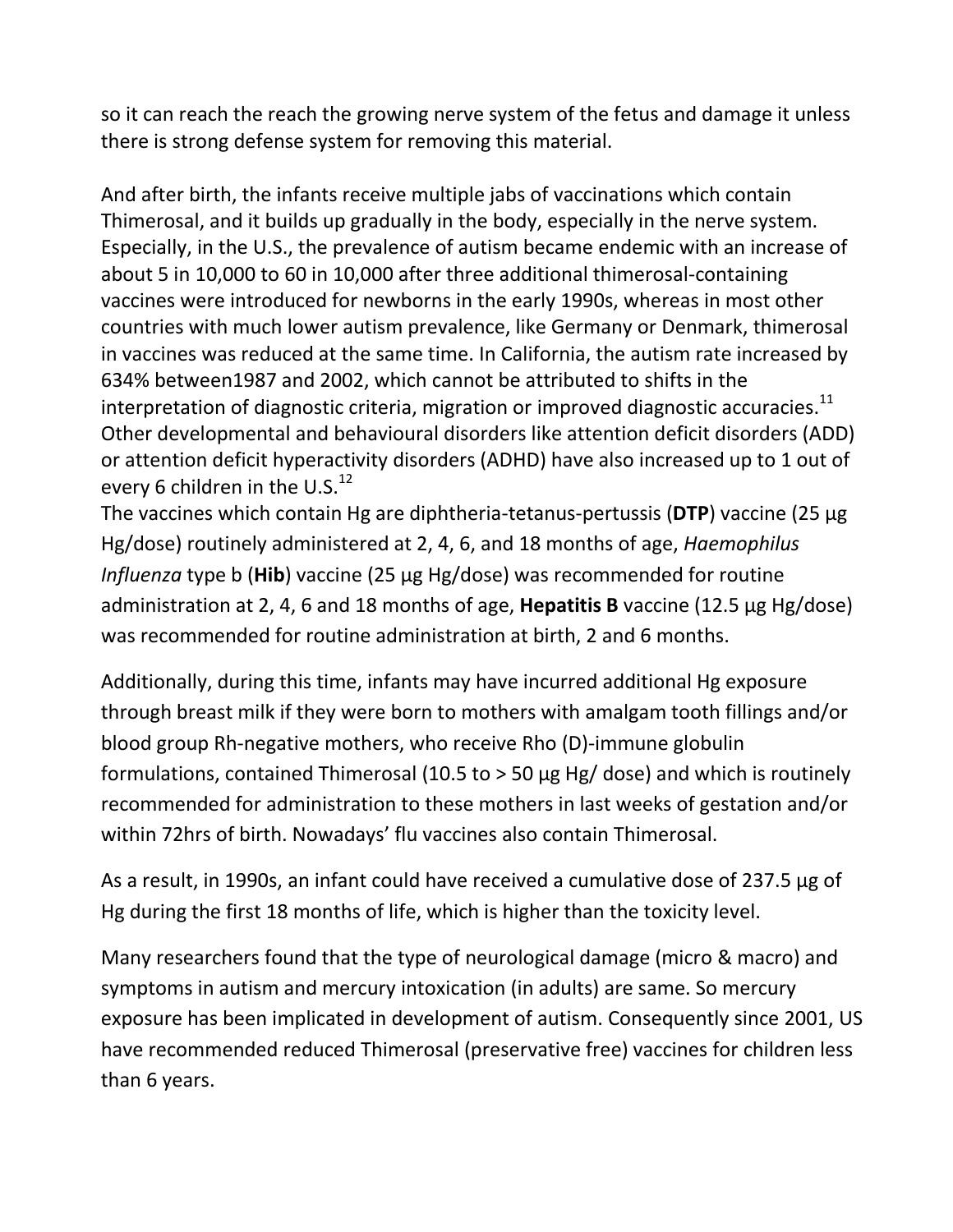so it can reach the reach the growing nerve system of the fetus and damage it unless there is strong defense system for removing this material.

And after birth, the infants receive multiple jabs of vaccinations which contain Thimerosal, and it builds up gradually in the body, especially in the nerve system. Especially, in the U.S., the prevalence of autism became endemic with an increase of about 5 in 10,000 to 60 in 10,000 after three additional thimerosal-containing vaccines were introduced for newborns in the early 1990s, whereas in most other countries with much lower autism prevalence, like Germany or Denmark, thimerosal in vaccines was reduced at the same time. In California, the autism rate increased by 634% between1987 and 2002, which cannot be attributed to shifts in the interpretation of diagnostic criteria, migration or improved diagnostic accuracies.[11] Other developmental and behavioural disorders like attention deficit disorders (ADD) or attention deficit hyperactivity disorders (ADHD) have also increased up to 1 out of every 6 children in the U.S.[12]

The vaccines which contain Hg are diphtheria-tetanus-pertussis (**DTP**) vaccine (25 µg Hg/dose) routinely administered at 2, 4, 6, and 18 months of age, *Haemophilus Influenza* type b (**Hib**) vaccine (25 µg Hg/dose) was recommended for routine administration at 2, 4, 6 and 18 months of age, **Hepatitis B** vaccine (12.5 µg Hg/dose) was recommended for routine administration at birth, 2 and 6 months.

Additionally, during this time, infants may have incurred additional Hg exposure through breast milk if they were born to mothers with amalgam tooth fillings and/or blood group Rh-negative mothers, who receive Rho (D)-immune globulin formulations, contained Thimerosal (10.5 to > 50 µg Hg/ dose) and which is routinely recommended for administration to these mothers in last weeks of gestation and/or within 72hrs of birth. Nowadays' flu vaccines also contain Thimerosal.

As a result, in 1990s, an infant could have received a cumulative dose of 237.5 µg of Hg during the first 18 months of life, which is higher than the toxicity level.

Many researchers found that the type of neurological damage (micro & macro) and symptoms in autism and mercury intoxication (in adults) are same. So mercury exposure has been implicated in development of autism. Consequently since 2001, US have recommended reduced Thimerosal (preservative free) vaccines for children less than 6 years.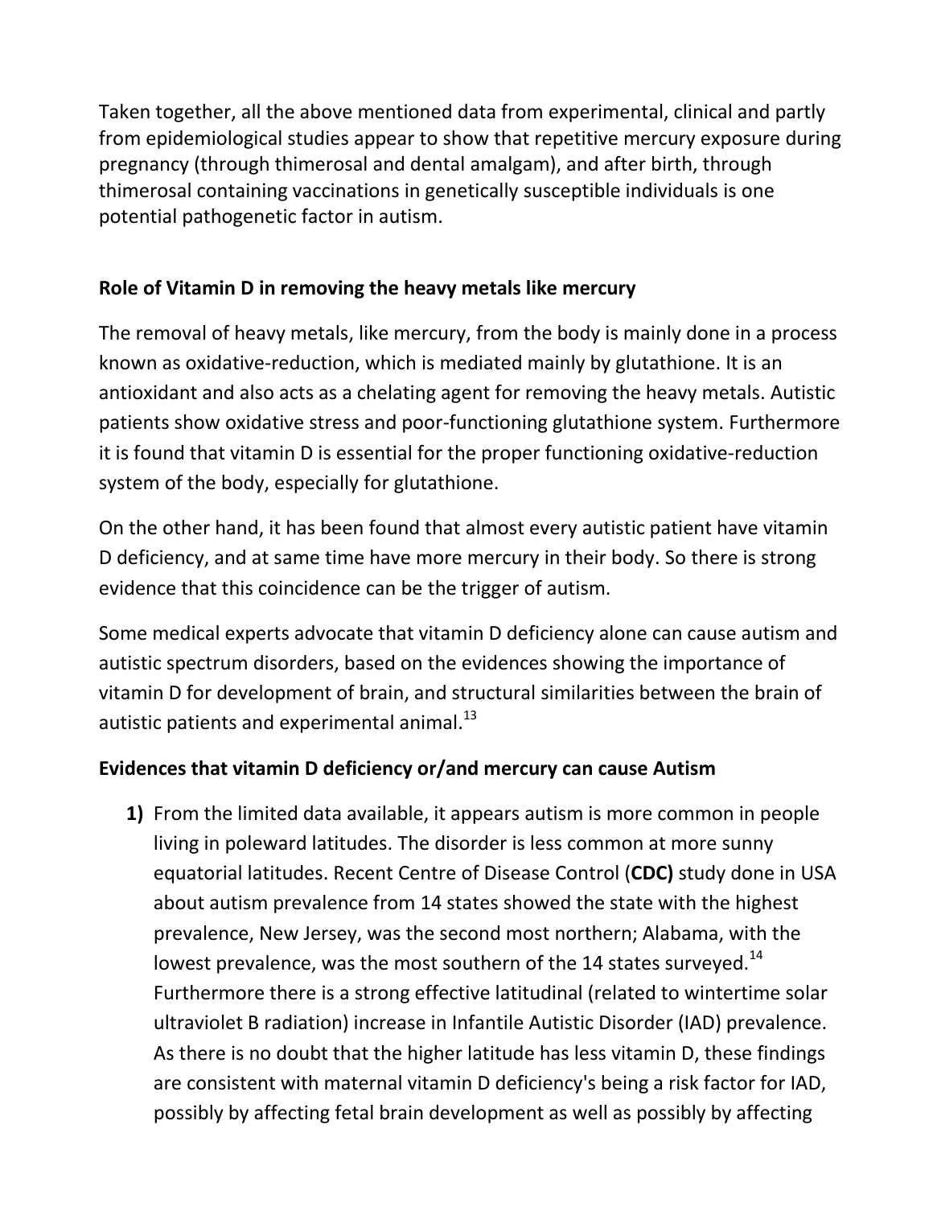Taken together, all the above mentioned data from experimental, clinical and partly from epidemiological studies appear to show that repetitive mercury exposure during pregnancy (through thimerosal and dental amalgam), and after birth, through thimerosal containing vaccinations in genetically susceptible individuals is one potential pathogenetic factor in autism.

**Role of Vitamin D in removing the heavy metals like mercury**

The removal of heavy metals, like mercury, from the body is mainly done in a process known as oxidative-reduction, which is mediated mainly by glutathione. It is an antioxidant and also acts as a chelating agent for removing the heavy metals. Autistic patients show oxidative stress and poor-functioning glutathione system. Furthermore it is found that vitamin D is essential for the proper functioning oxidative-reduction system of the body, especially for glutathione.

On the other hand, it has been found that almost every autistic patient have vitamin D deficiency, and at same time have more mercury in their body. So there is strong evidence that this coincidence can be the trigger of autism.

Some medical experts advocate that vitamin D deficiency alone can cause autism and autistic spectrum disorders, based on the evidences showing the importance of vitamin D for development of brain, and structural similarities between the brain of autistic patients and experimental animal.[13]

**Evidences that vitamin D deficiency or/and mercury can cause Autism**

1) From the limited data available, it appears autism is more common in people living in poleward latitudes. The disorder is less common at more sunny equatorial latitudes. Recent Centre of Disease Control (**CDC)** study done in USA about autism prevalence from 14 states showed the state with the highest prevalence, New Jersey, was the second most northern; Alabama, with the lowest prevalence, was the most southern of the 14 states surveyed.[14] Furthermore there is a strong effective latitudinal (related to wintertime solar ultraviolet B radiation) increase in Infantile Autistic Disorder (IAD) prevalence. As there is no doubt that the higher latitude has less vitamin D, these findings are consistent with maternal vitamin D deficiency's being a risk factor for IAD, possibly by affecting fetal brain development as well as possibly by affecting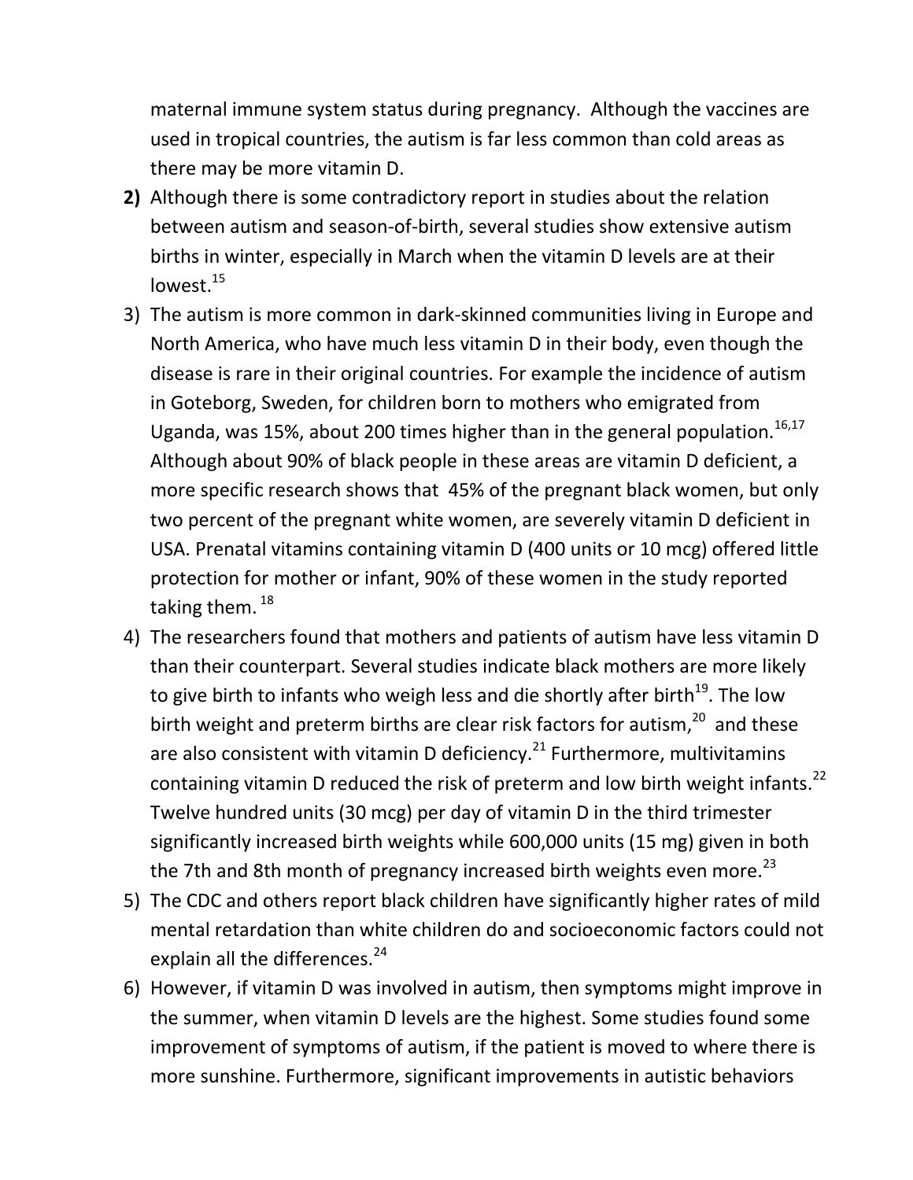maternal immune system status during pregnancy. Although the vaccines are used in tropical countries, the autism is far less common than cold areas as there may be more vitamin D.

2) Although there is some contradictory report in studies about the relation between autism and season-of-birth, several studies show extensive autism births in winter, especially in March when the vitamin D levels are at their lowest.[15]

3) The autism is more common in dark-skinned communities living in Europe and North America, who have much less vitamin D in their body, even though the disease is rare in their original countries. For example the incidence of autism in Goteborg, Sweden, for children born to mothers who emigrated from Uganda, was 15%, about 200 times higher than in the general population.[16,17] Although about 90% of black people in these areas are vitamin D deficient, a more specific research shows that 45% of the pregnant black women, but only two percent of the pregnant white women, are severely vitamin D deficient in USA. Prenatal vitamins containing vitamin D (400 units or 10 mcg) offered little protection for mother or infant, 90% of these women in the study reported taking them.[18]

4) The researchers found that mothers and patients of autism have less vitamin D than their counterpart. Several studies indicate black mothers are more likely to give birth to infants who weigh less and die shortly after birth[19]. The low birth weight and preterm births are clear risk factors for autism,[20] and these are also consistent with vitamin D deficiency.[21] Furthermore, multivitamins containing vitamin D reduced the risk of preterm and low birth weight infants.[22] Twelve hundred units (30 mcg) per day of vitamin D in the third trimester significantly increased birth weights while 600,000 units (15 mg) given in both the 7th and 8th month of pregnancy increased birth weights even more.[23]

5) The CDC and others report black children have significantly higher rates of mild mental retardation than white children do and socioeconomic factors could not explain all the differences.[24]

6) However, if vitamin D was involved in autism, then symptoms might improve in the summer, when vitamin D levels are the highest. Some studies found some improvement of symptoms of autism, if the patient is moved to where there is more sunshine. Furthermore, significant improvements in autistic behaviors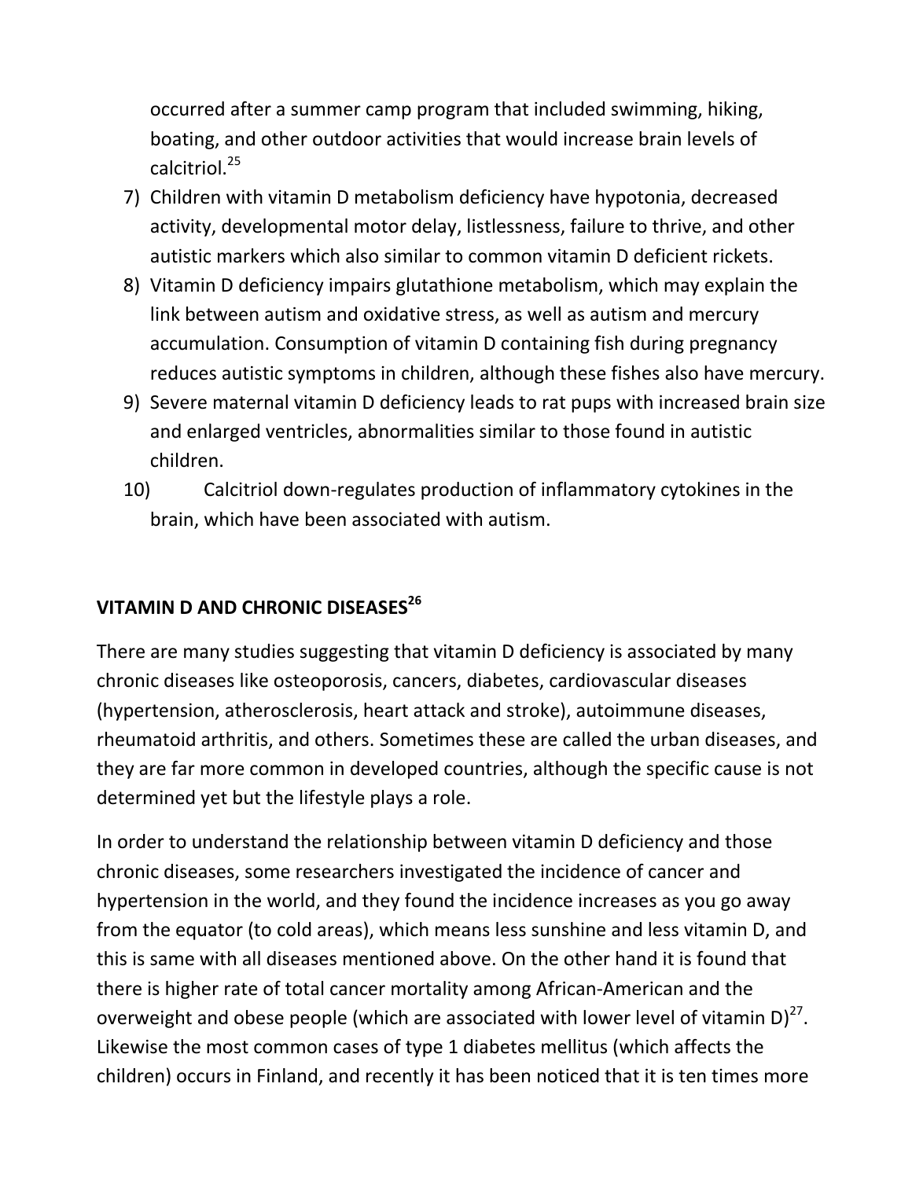occurred after a summer camp program that included swimming, hiking, boating, and other outdoor activities that would increase brain levels of calcitriol.[25]

7) Children with vitamin D metabolism deficiency have hypotonia, decreased activity, developmental motor delay, listlessness, failure to thrive, and other autistic markers which also similar to common vitamin D deficient rickets.
8) Vitamin D deficiency impairs glutathione metabolism, which may explain the link between autism and oxidative stress, as well as autism and mercury accumulation. Consumption of vitamin D containing fish during pregnancy reduces autistic symptoms in children, although these fishes also have mercury.
9) Severe maternal vitamin D deficiency leads to rat pups with increased brain size and enlarged ventricles, abnormalities similar to those found in autistic children.
10) Calcitriol down-regulates production of inflammatory cytokines in the brain, which have been associated with autism.

## VITAMIN D AND CHRONIC DISEASES[26]

There are many studies suggesting that vitamin D deficiency is associated by many chronic diseases like osteoporosis, cancers, diabetes, cardiovascular diseases (hypertension, atherosclerosis, heart attack and stroke), autoimmune diseases, rheumatoid arthritis, and others. Sometimes these are called the urban diseases, and they are far more common in developed countries, although the specific cause is not determined yet but the lifestyle plays a role.

In order to understand the relationship between vitamin D deficiency and those chronic diseases, some researchers investigated the incidence of cancer and hypertension in the world, and they found the incidence increases as you go away from the equator (to cold areas), which means less sunshine and less vitamin D, and this is same with all diseases mentioned above. On the other hand it is found that there is higher rate of total cancer mortality among African-American and the overweight and obese people (which are associated with lower level of vitamin D)[27]. Likewise the most common cases of type 1 diabetes mellitus (which affects the children) occurs in Finland, and recently it has been noticed that it is ten times more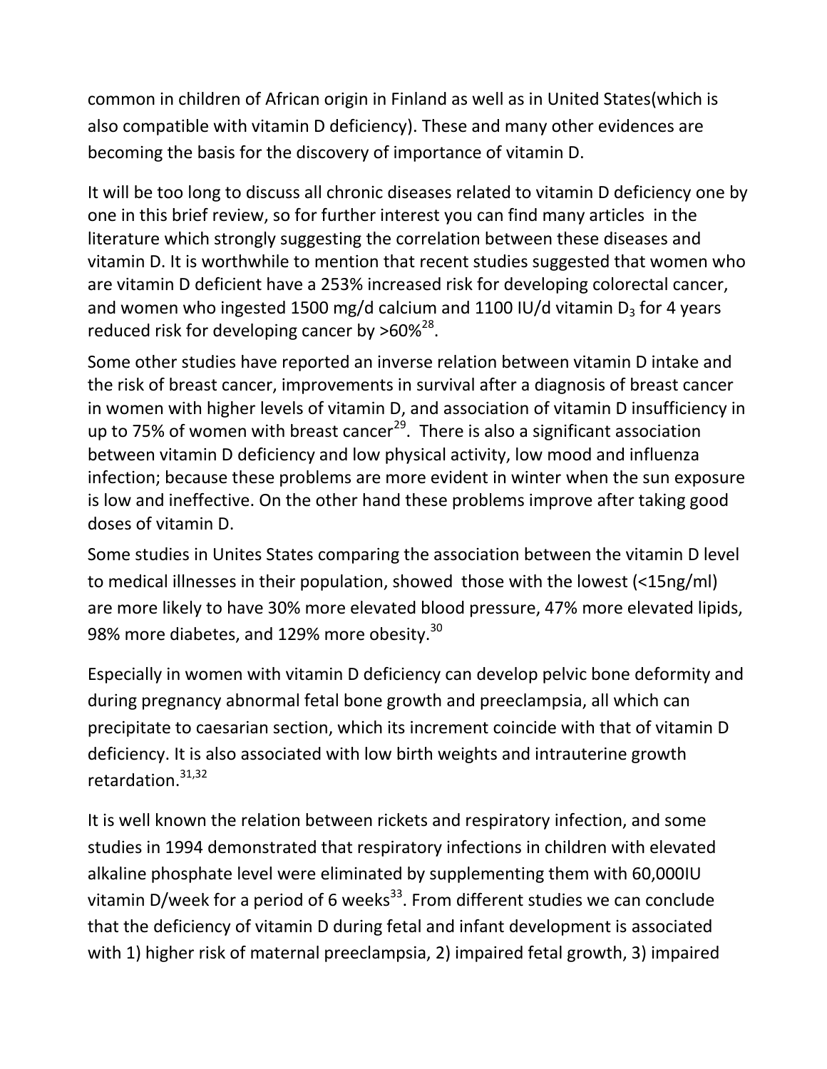common in children of African origin in Finland as well as in United States(which is also compatible with vitamin D deficiency). These and many other evidences are becoming the basis for the discovery of importance of vitamin D.

It will be too long to discuss all chronic diseases related to vitamin D deficiency one by one in this brief review, so for further interest you can find many articles in the literature which strongly suggesting the correlation between these diseases and vitamin D. It is worthwhile to mention that recent studies suggested that women who are vitamin D deficient have a 253% increased risk for developing colorectal cancer, and women who ingested 1500 mg/d calcium and 1100 IU/d vitamin $D_3$ for 4 years reduced risk for developing cancer by >60%[28].

Some other studies have reported an inverse relation between vitamin D intake and the risk of breast cancer, improvements in survival after a diagnosis of breast cancer in women with higher levels of vitamin D, and association of vitamin D insufficiency in up to 75% of women with breast cancer[29]. There is also a significant association between vitamin D deficiency and low physical activity, low mood and influenza infection; because these problems are more evident in winter when the sun exposure is low and ineffective. On the other hand these problems improve after taking good doses of vitamin D.

Some studies in Unites States comparing the association between the vitamin D level to medical illnesses in their population, showed those with the lowest (<15ng/ml) are more likely to have 30% more elevated blood pressure, 47% more elevated lipids, 98% more diabetes, and 129% more obesity.[30]

Especially in women with vitamin D deficiency can develop pelvic bone deformity and during pregnancy abnormal fetal bone growth and preeclampsia, all which can precipitate to caesarian section, which its increment coincide with that of vitamin D deficiency. It is also associated with low birth weights and intrauterine growth retardation.[31,32]

It is well known the relation between rickets and respiratory infection, and some studies in 1994 demonstrated that respiratory infections in children with elevated alkaline phosphate level were eliminated by supplementing them with 60,000IU vitamin D/week for a period of 6 weeks[33]. From different studies we can conclude that the deficiency of vitamin D during fetal and infant development is associated with 1) higher risk of maternal preeclampsia, 2) impaired fetal growth, 3) impaired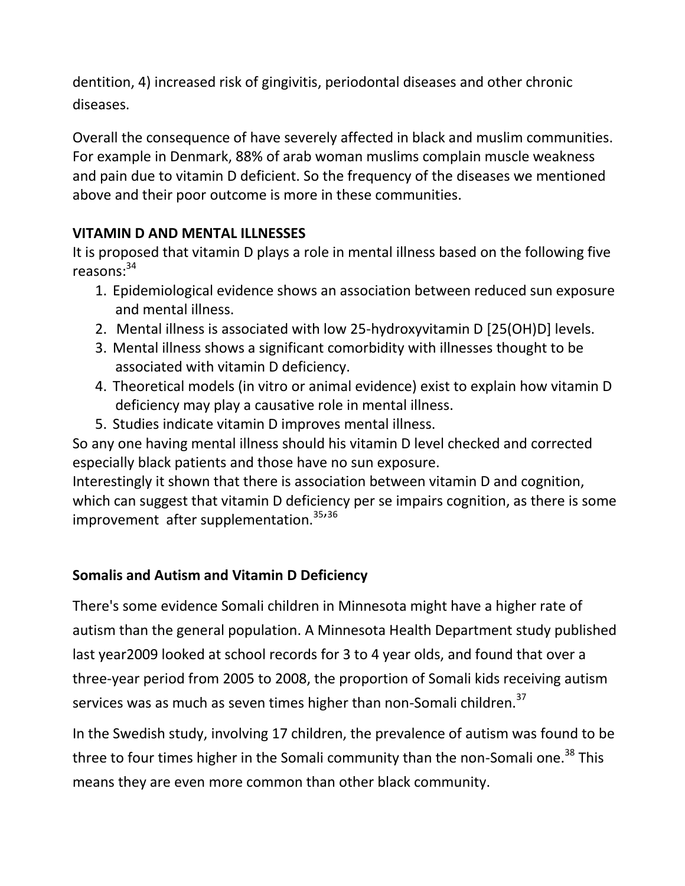dentition, 4) increased risk of gingivitis, periodontal diseases and other chronic diseases.

Overall the consequence of have severely affected in black and muslim communities. For example in Denmark, 88% of arab woman muslims complain muscle weakness and pain due to vitamin D deficient. So the frequency of the diseases we mentioned above and their poor outcome is more in these communities.

**VITAMIN D AND MENTAL ILLNESSES**

It is proposed that vitamin D plays a role in mental illness based on the following five reasons:[34]

1. Epidemiological evidence shows an association between reduced sun exposure and mental illness.
2. Mental illness is associated with low 25-hydroxyvitamin D [25(OH)D] levels.
3. Mental illness shows a significant comorbidity with illnesses thought to be associated with vitamin D deficiency.
4. Theoretical models (in vitro or animal evidence) exist to explain how vitamin D deficiency may play a causative role in mental illness.
5. Studies indicate vitamin D improves mental illness.

So any one having mental illness should his vitamin D level checked and corrected especially black patients and those have no sun exposure.

Interestingly it shown that there is association between vitamin D and cognition, which can suggest that vitamin D deficiency per se impairs cognition, as there is some improvement after supplementation.[35,36]

**Somalis and Autism and Vitamin D Deficiency**

There's some evidence Somali children in Minnesota might have a higher rate of autism than the general population. A Minnesota Health Department study published last year2009 looked at school records for 3 to 4 year olds, and found that over a three-year period from 2005 to 2008, the proportion of Somali kids receiving autism services was as much as seven times higher than non-Somali children.[37]

In the Swedish study, involving 17 children, the prevalence of autism was found to be three to four times higher in the Somali community than the non-Somali one.[38] This means they are even more common than other black community.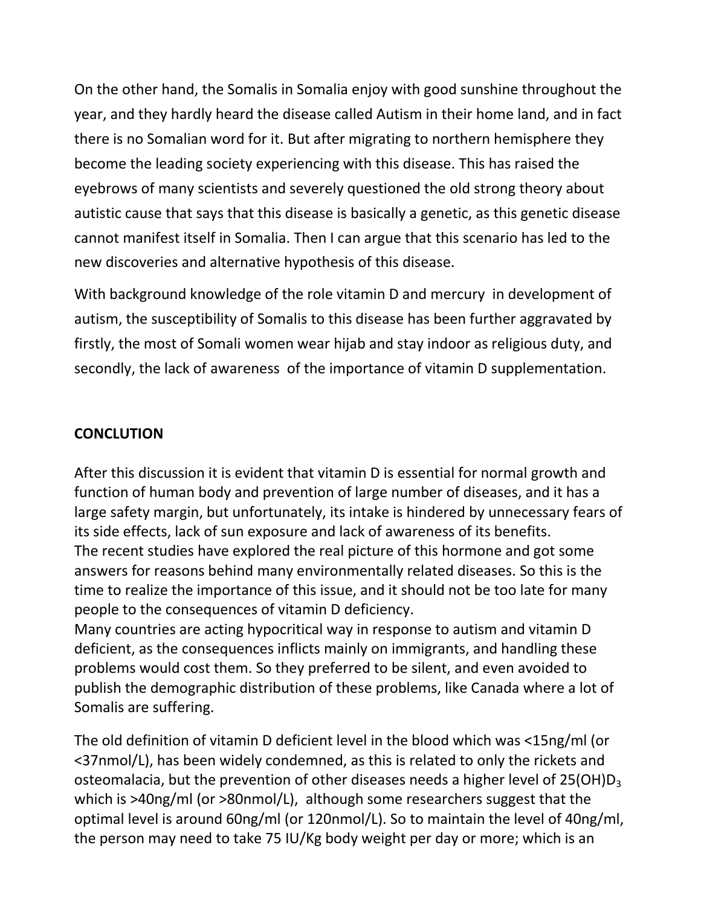On the other hand, the Somalis in Somalia enjoy with good sunshine throughout the year, and they hardly heard the disease called Autism in their home land, and in fact there is no Somalian word for it. But after migrating to northern hemisphere they become the leading society experiencing with this disease. This has raised the eyebrows of many scientists and severely questioned the old strong theory about autistic cause that says that this disease is basically a genetic, as this genetic disease cannot manifest itself in Somalia. Then I can argue that this scenario has led to the new discoveries and alternative hypothesis of this disease.

With background knowledge of the role vitamin D and mercury in development of autism, the susceptibility of Somalis to this disease has been further aggravated by firstly, the most of Somali women wear hijab and stay indoor as religious duty, and secondly, the lack of awareness of the importance of vitamin D supplementation.

## CONCLUTION

After this discussion it is evident that vitamin D is essential for normal growth and function of human body and prevention of large number of diseases, and it has a large safety margin, but unfortunately, its intake is hindered by unnecessary fears of its side effects, lack of sun exposure and lack of awareness of its benefits.
The recent studies have explored the real picture of this hormone and got some answers for reasons behind many environmentally related diseases. So this is the time to realize the importance of this issue, and it should not be too late for many people to the consequences of vitamin D deficiency.
Many countries are acting hypocritical way in response to autism and vitamin D deficient, as the consequences inflicts mainly on immigrants, and handling these problems would cost them. So they preferred to be silent, and even avoided to publish the demographic distribution of these problems, like Canada where a lot of Somalis are suffering.

The old definition of vitamin D deficient level in the blood which was <15ng/ml (or <37nmol/L), has been widely condemned, as this is related to only the rickets and osteomalacia, but the prevention of other diseases needs a higher level of $25(OH)D_3$ which is >40ng/ml (or >80nmol/L), although some researchers suggest that the optimal level is around 60ng/ml (or 120nmol/L). So to maintain the level of 40ng/ml, the person may need to take 75 IU/Kg body weight per day or more; which is an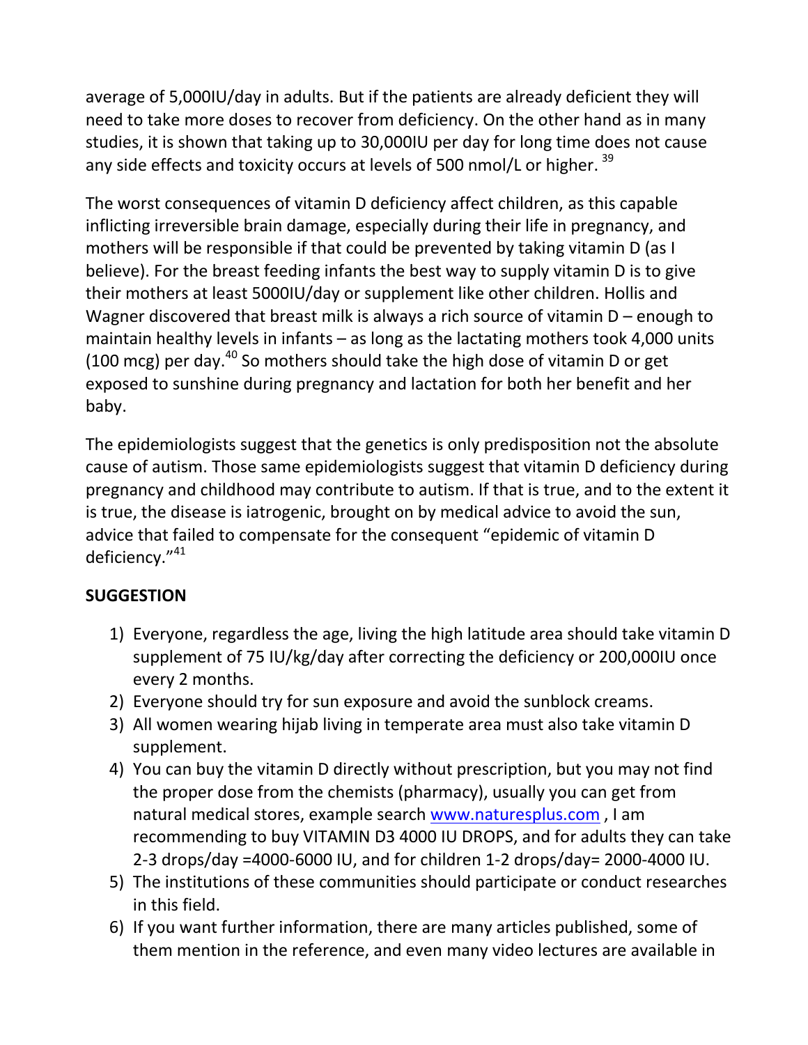average of 5,000IU/day in adults. But if the patients are already deficient they will need to take more doses to recover from deficiency. On the other hand as in many studies, it is shown that taking up to 30,000IU per day for long time does not cause any side effects and toxicity occurs at levels of 500 nmol/L or higher. [39]

The worst consequences of vitamin D deficiency affect children, as this capable inflicting irreversible brain damage, especially during their life in pregnancy, and mothers will be responsible if that could be prevented by taking vitamin D (as I believe). For the breast feeding infants the best way to supply vitamin D is to give their mothers at least 5000IU/day or supplement like other children. Hollis and Wagner discovered that breast milk is always a rich source of vitamin D – enough to maintain healthy levels in infants – as long as the lactating mothers took 4,000 units (100 mcg) per day.[40] So mothers should take the high dose of vitamin D or get exposed to sunshine during pregnancy and lactation for both her benefit and her baby.

The epidemiologists suggest that the genetics is only predisposition not the absolute cause of autism. Those same epidemiologists suggest that vitamin D deficiency during pregnancy and childhood may contribute to autism. If that is true, and to the extent it is true, the disease is iatrogenic, brought on by medical advice to avoid the sun, advice that failed to compensate for the consequent "epidemic of vitamin D deficiency."[41]

**SUGGESTION**

1) Everyone, regardless the age, living the high latitude area should take vitamin D supplement of 75 IU/kg/day after correcting the deficiency or 200,000IU once every 2 months.
2) Everyone should try for sun exposure and avoid the sunblock creams.
3) All women wearing hijab living in temperate area must also take vitamin D supplement.
4) You can buy the vitamin D directly without prescription, but you may not find the proper dose from the chemists (pharmacy), usually you can get from natural medical stores, example search www.naturesplus.com , I am recommending to buy VITAMIN D3 4000 IU DROPS, and for adults they can take 2-3 drops/day =4000-6000 IU, and for children 1-2 drops/day= 2000-4000 IU.
5) The institutions of these communities should participate or conduct researches in this field.
6) If you want further information, there are many articles published, some of them mention in the reference, and even many video lectures are available in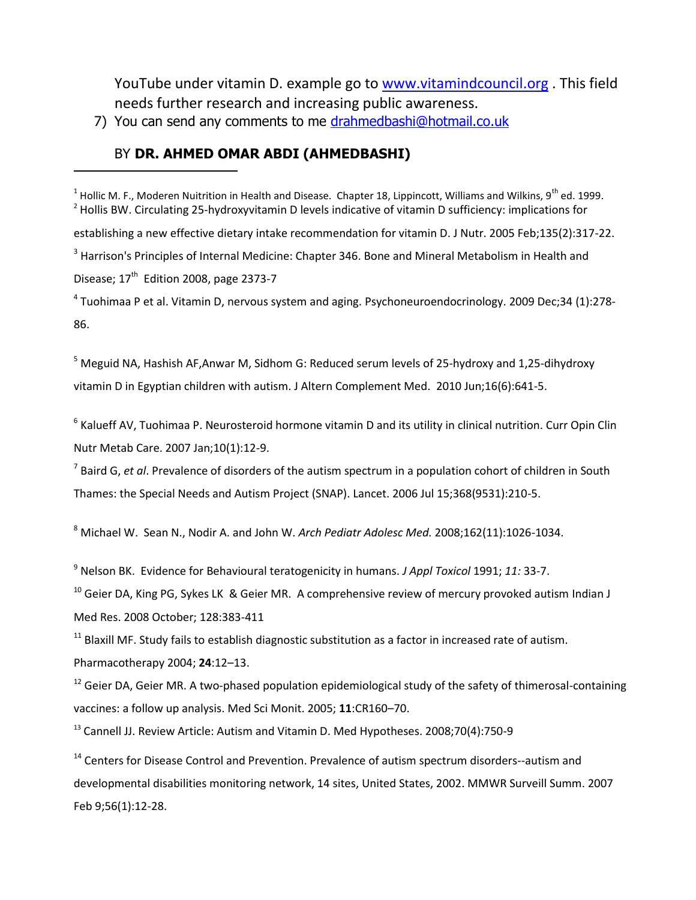YouTube under vitamin D. example go to www.vitamindcouncil.org . This field needs further research and increasing public awareness.

7) You can send any comments to me drahmedbashi@hotmail.co.uk

BY **DR. AHMED OMAR ABDI (AHMEDBASHI)**

---

[1] Hollic M. F., Moderen Nuitrition in Health and Disease. Chapter 18, Lippincott, Williams and Wilkins, 9th ed. 1999.

[2] Hollis BW. Circulating 25-hydroxyvitamin D levels indicative of vitamin D sufficiency: implications for establishing a new effective dietary intake recommendation for vitamin D. J Nutr. 2005 Feb;135(2):317-22.

[3] Harrison's Principles of Internal Medicine: Chapter 346. Bone and Mineral Metabolism in Health and Disease; 17th Edition 2008, page 2373-7

[4] Tuohimaa P et al. Vitamin D, nervous system and aging. Psychoneuroendocrinology. 2009 Dec;34 (1):278-86.

[5] Meguid NA, Hashish AF,Anwar M, Sidhom G: Reduced serum levels of 25-hydroxy and 1,25-dihydroxy vitamin D in Egyptian children with autism. J Altern Complement Med. 2010 Jun;16(6):641-5.

[6] Kalueff AV, Tuohimaa P. Neurosteroid hormone vitamin D and its utility in clinical nutrition. Curr Opin Clin Nutr Metab Care. 2007 Jan;10(1):12-9.

[7] Baird G, *et al*. Prevalence of disorders of the autism spectrum in a population cohort of children in South Thames: the Special Needs and Autism Project (SNAP). Lancet. 2006 Jul 15;368(9531):210-5.

[8] Michael W. Sean N., Nodir A. and John W. *Arch Pediatr Adolesc Med.* 2008;162(11):1026-1034.

[9] Nelson BK. Evidence for Behavioural teratogenicity in humans. *J Appl Toxicol* 1991; *11:* 33-7.

[10] Geier DA, King PG, Sykes LK & Geier MR. A comprehensive review of mercury provoked autism Indian J Med Res. 2008 October; 128:383-411

[11] Blaxill MF. Study fails to establish diagnostic substitution as a factor in increased rate of autism. Pharmacotherapy 2004; **24**:12–13.

[12] Geier DA, Geier MR. A two-phased population epidemiological study of the safety of thimerosal-containing vaccines: a follow up analysis. Med Sci Monit. 2005; **11**:CR160–70.

[13] Cannell JJ. Review Article: Autism and Vitamin D. Med Hypotheses. 2008;70(4):750-9

[14] Centers for Disease Control and Prevention. Prevalence of autism spectrum disorders--autism and developmental disabilities monitoring network, 14 sites, United States, 2002. MMWR Surveill Summ. 2007 Feb 9;56(1):12-28.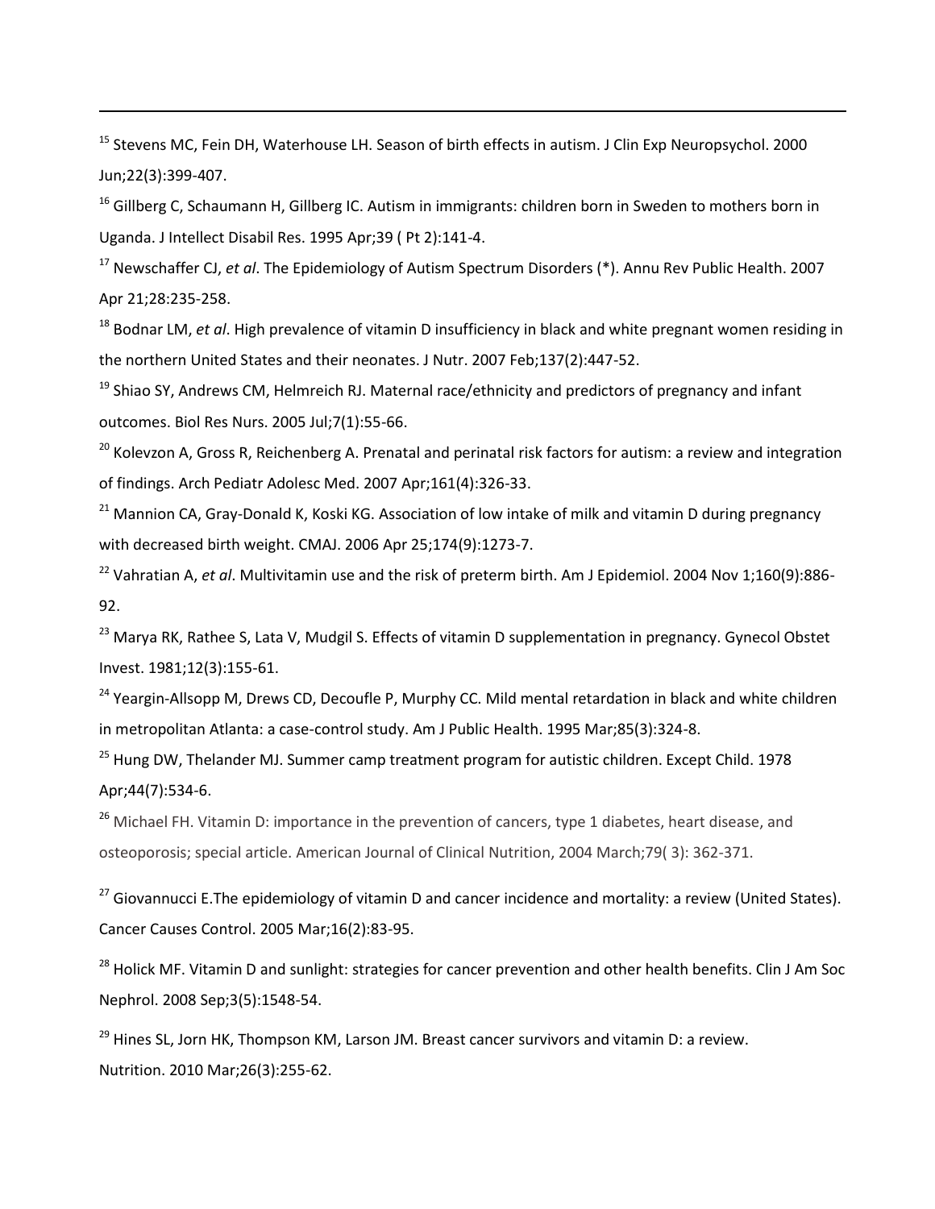[15] Stevens MC, Fein DH, Waterhouse LH. Season of birth effects in autism. J Clin Exp Neuropsychol. 2000 Jun;22(3):399-407.

[16] Gillberg C, Schaumann H, Gillberg IC. Autism in immigrants: children born in Sweden to mothers born in Uganda. J Intellect Disabil Res. 1995 Apr;39 ( Pt 2):141-4.

[17] Newschaffer CJ, *et al*. The Epidemiology of Autism Spectrum Disorders (*). Annu Rev Public Health. 2007 Apr 21;28:235-258.

[18] Bodnar LM, *et al*. High prevalence of vitamin D insufficiency in black and white pregnant women residing in the northern United States and their neonates. J Nutr. 2007 Feb;137(2):447-52.

[19] Shiao SY, Andrews CM, Helmreich RJ. Maternal race/ethnicity and predictors of pregnancy and infant outcomes. Biol Res Nurs. 2005 Jul;7(1):55-66.

[20] Kolevzon A, Gross R, Reichenberg A. Prenatal and perinatal risk factors for autism: a review and integration of findings. Arch Pediatr Adolesc Med. 2007 Apr;161(4):326-33.

[21] Mannion CA, Gray-Donald K, Koski KG. Association of low intake of milk and vitamin D during pregnancy with decreased birth weight. CMAJ. 2006 Apr 25;174(9):1273-7.

[22] Vahratian A, *et al*. Multivitamin use and the risk of preterm birth. Am J Epidemiol. 2004 Nov 1;160(9):886-92.

[23] Marya RK, Rathee S, Lata V, Mudgil S. Effects of vitamin D supplementation in pregnancy. Gynecol Obstet Invest. 1981;12(3):155-61.

[24] Yeargin-Allsopp M, Drews CD, Decoufle P, Murphy CC. Mild mental retardation in black and white children in metropolitan Atlanta: a case-control study. Am J Public Health. 1995 Mar;85(3):324-8.

[25] Hung DW, Thelander MJ. Summer camp treatment program for autistic children. Except Child. 1978 Apr;44(7):534-6.

[26] Michael FH. Vitamin D: importance in the prevention of cancers, type 1 diabetes, heart disease, and osteoporosis; special article. American Journal of Clinical Nutrition, 2004 March;79( 3): 362-371.

[27] Giovannucci E.The epidemiology of vitamin D and cancer incidence and mortality: a review (United States). Cancer Causes Control. 2005 Mar;16(2):83-95.

[28] Holick MF. Vitamin D and sunlight: strategies for cancer prevention and other health benefits. Clin J Am Soc Nephrol. 2008 Sep;3(5):1548-54.

[29] Hines SL, Jorn HK, Thompson KM, Larson JM. Breast cancer survivors and vitamin D: a review. Nutrition. 2010 Mar;26(3):255-62.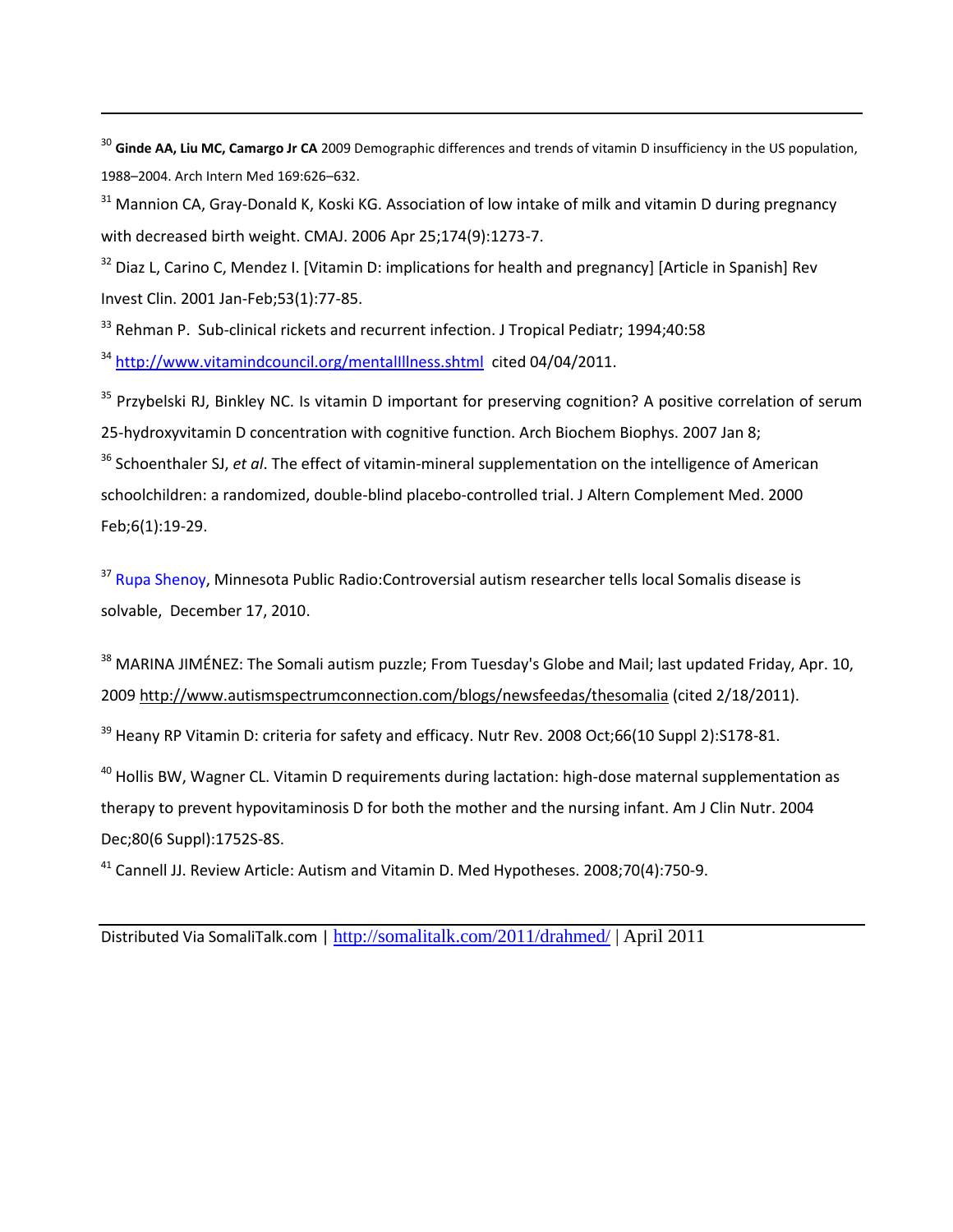[30] **Ginde AA, Liu MC, Camargo Jr CA** 2009 Demographic differences and trends of vitamin D insufficiency in the US population, 1988–2004. Arch Intern Med 169:626–632.

[31] Mannion CA, Gray-Donald K, Koski KG. Association of low intake of milk and vitamin D during pregnancy with decreased birth weight. CMAJ. 2006 Apr 25;174(9):1273-7.

[32] Diaz L, Carino C, Mendez I. [Vitamin D: implications for health and pregnancy] [Article in Spanish] Rev Invest Clin. 2001 Jan-Feb;53(1):77-85.

[33] Rehman P. Sub-clinical rickets and recurrent infection. J Tropical Pediatr; 1994;40:58

[34] http://www.vitamindcouncil.org/mentalIllness.shtml cited 04/04/2011.

[35] Przybelski RJ, Binkley NC. Is vitamin D important for preserving cognition? A positive correlation of serum 25-hydroxyvitamin D concentration with cognitive function. Arch Biochem Biophys. 2007 Jan 8;

[36] Schoenthaler SJ, *et al*. The effect of vitamin-mineral supplementation on the intelligence of American schoolchildren: a randomized, double-blind placebo-controlled trial. J Altern Complement Med. 2000 Feb;6(1):19-29.

[37] Rupa Shenoy, Minnesota Public Radio:Controversial autism researcher tells local Somalis disease is solvable, December 17, 2010.

[38] MARINA JIMÉNEZ: The Somali autism puzzle; From Tuesday's Globe and Mail; last updated Friday, Apr. 10, 2009 http://www.autismspectrumconnection.com/blogs/newsfeedas/thesomalia (cited 2/18/2011).

[39] Heany RP Vitamin D: criteria for safety and efficacy. Nutr Rev. 2008 Oct;66(10 Suppl 2):S178-81.

[40] Hollis BW, Wagner CL. Vitamin D requirements during lactation: high-dose maternal supplementation as therapy to prevent hypovitaminosis D for both the mother and the nursing infant. Am J Clin Nutr. 2004 Dec;80(6 Suppl):1752S-8S.

[41] Cannell JJ. Review Article: Autism and Vitamin D. Med Hypotheses. 2008;70(4):750-9.